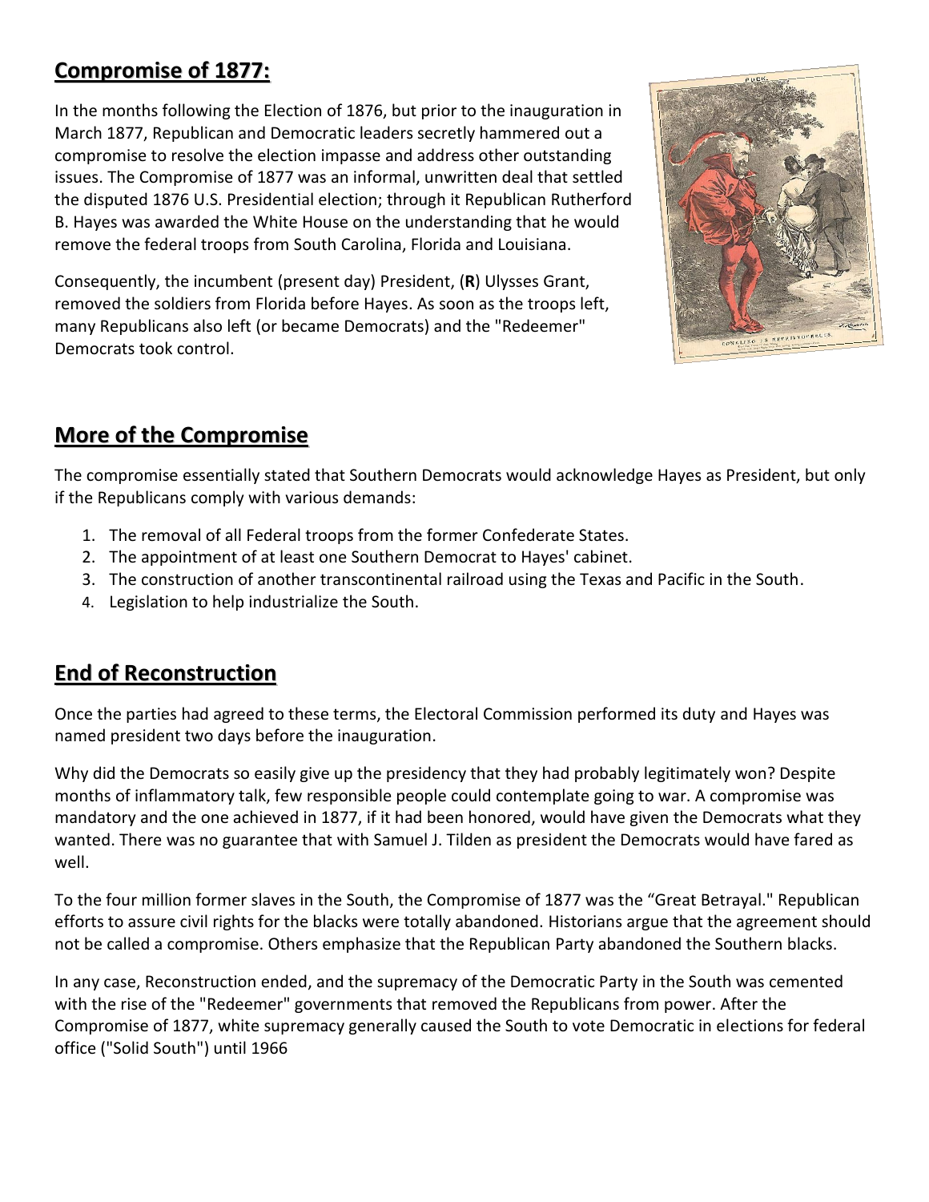## Compromise of 1877:

In the months following the Election of 1876, but prior to the inauguration in March 1877, Republican and Democratic leaders secretly hammered out a compromise to resolve the election impasse and address other outstanding issues. The Compromise of 1877 was an informal, unwritten deal that settled the disputed 1876 U.S. Presidential election; through it Republican Rutherford B. Hayes was awarded the White House on the understanding that he would remove the federal troops from South Carolina, Florida and Louisiana.

Consequently, the incumbent (present day) President, (**R**) Ulysses Grant, removed the soldiers from Florida before Hayes. As soon as the troops left, many Republicans also left (or became Democrats) and the "Redeemer" Democrats took control.

## More of the Compromise

The compromise essentially stated that Southern Democrats would acknowledge Hayes as President, but only if the Republicans comply with various demands:

1. The removal of all Federal troops from the former Confederate States.
2. The appointment of at least one Southern Democrat to Hayes' cabinet.
3. The construction of another transcontinental railroad using the Texas and Pacific in the South.
4. Legislation to help industrialize the South.

## End of Reconstruction

Once the parties had agreed to these terms, the Electoral Commission performed its duty and Hayes was named president two days before the inauguration.

Why did the Democrats so easily give up the presidency that they had probably legitimately won? Despite months of inflammatory talk, few responsible people could contemplate going to war. A compromise was mandatory and the one achieved in 1877, if it had been honored, would have given the Democrats what they wanted. There was no guarantee that with Samuel J. Tilden as president the Democrats would have fared as well.

To the four million former slaves in the South, the Compromise of 1877 was the "Great Betrayal." Republican efforts to assure civil rights for the blacks were totally abandoned. Historians argue that the agreement should not be called a compromise. Others emphasize that the Republican Party abandoned the Southern blacks.

In any case, Reconstruction ended, and the supremacy of the Democratic Party in the South was cemented with the rise of the "Redeemer" governments that removed the Republicans from power. After the Compromise of 1877, white supremacy generally caused the South to vote Democratic in elections for federal office ("Solid South") until 1966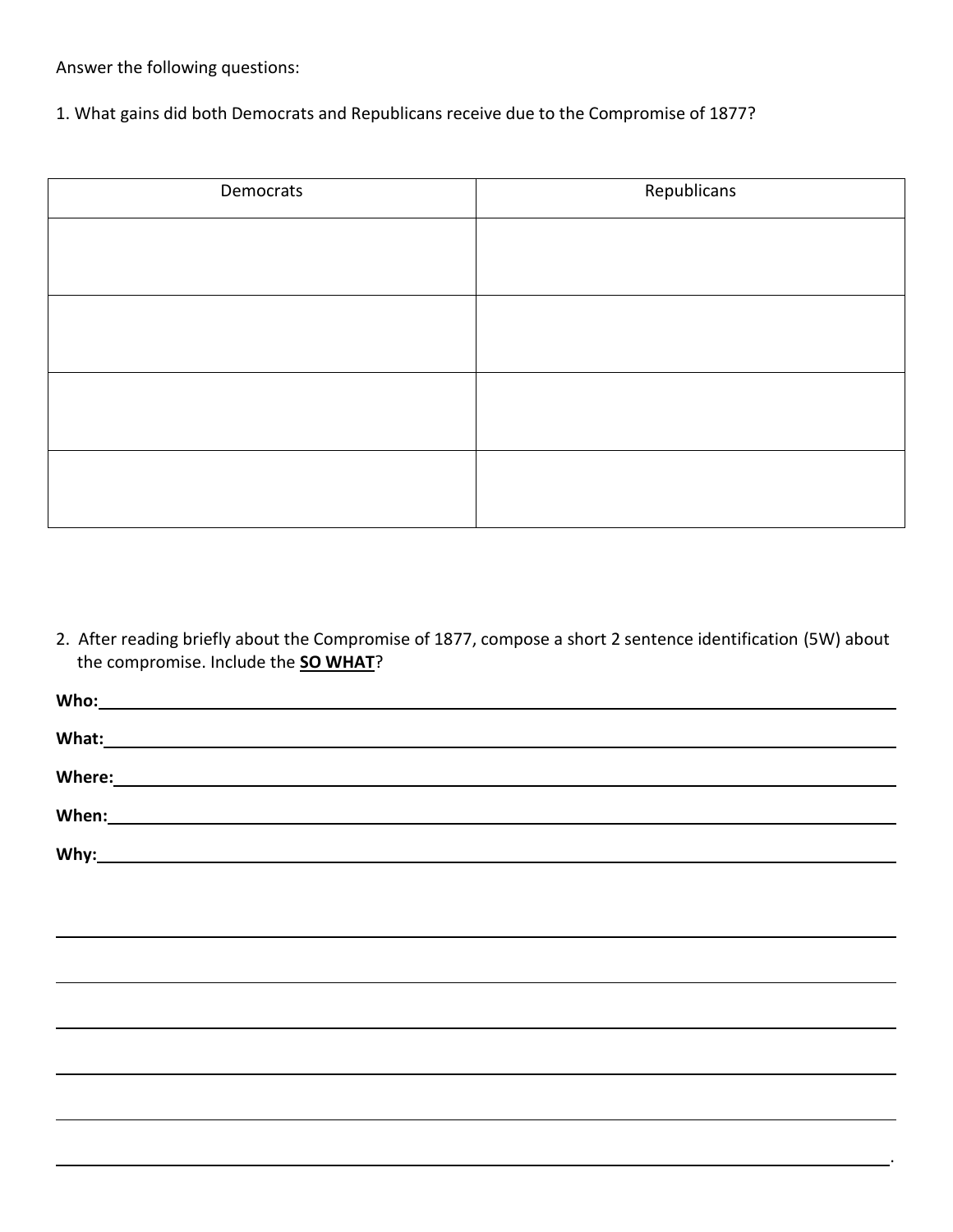Answer the following questions:

1. What gains did both Democrats and Republicans receive due to the Compromise of 1877?

| Democrats | Republicans |
| --- | --- |
| | |
| | |
| | |
| | |

2. After reading briefly about the Compromise of 1877, compose a short 2 sentence identification (5W) about the compromise. Include the **<u>SO WHAT</u>**?

**Who:**\_\_\_\_\_\_\_\_\_\_\_\_\_\_\_\_\_\_\_\_\_\_\_\_\_\_\_\_\_\_\_\_\_\_\_\_\_\_\_\_\_\_\_\_\_\_\_\_

**What:**\_\_\_\_\_\_\_\_\_\_\_\_\_\_\_\_\_\_\_\_\_\_\_\_\_\_\_\_\_\_\_\_\_\_\_\_\_\_\_\_\_\_\_\_\_\_\_\_

**Where:**\_\_\_\_\_\_\_\_\_\_\_\_\_\_\_\_\_\_\_\_\_\_\_\_\_\_\_\_\_\_\_\_\_\_\_\_\_\_\_\_\_\_\_\_\_\_\_\_

**When:**\_\_\_\_\_\_\_\_\_\_\_\_\_\_\_\_\_\_\_\_\_\_\_\_\_\_\_\_\_\_\_\_\_\_\_\_\_\_\_\_\_\_\_\_\_\_\_\_

**Why:**\_\_\_\_\_\_\_\_\_\_\_\_\_\_\_\_\_\_\_\_\_\_\_\_\_\_\_\_\_\_\_\_\_\_\_\_\_\_\_\_\_\_\_\_\_\_\_\_

\_\_\_\_\_\_\_\_\_\_\_\_\_\_\_\_\_\_\_\_\_\_\_\_\_\_\_\_\_\_\_\_\_\_\_\_\_\_\_\_\_\_\_\_\_\_\_\_\_\_\_\_\_\_

\_\_\_\_\_\_\_\_\_\_\_\_\_\_\_\_\_\_\_\_\_\_\_\_\_\_\_\_\_\_\_\_\_\_\_\_\_\_\_\_\_\_\_\_\_\_\_\_\_\_\_\_\_\_

\_\_\_\_\_\_\_\_\_\_\_\_\_\_\_\_\_\_\_\_\_\_\_\_\_\_\_\_\_\_\_\_\_\_\_\_\_\_\_\_\_\_\_\_\_\_\_\_\_\_\_\_\_\_

\_\_\_\_\_\_\_\_\_\_\_\_\_\_\_\_\_\_\_\_\_\_\_\_\_\_\_\_\_\_\_\_\_\_\_\_\_\_\_\_\_\_\_\_\_\_\_\_\_\_\_\_\_\_

\_\_\_\_\_\_\_\_\_\_\_\_\_\_\_\_\_\_\_\_\_\_\_\_\_\_\_\_\_\_\_\_\_\_\_\_\_\_\_\_\_\_\_\_\_\_\_\_\_\_\_\_\_\_

\_\_\_\_\_\_\_\_\_\_\_\_\_\_\_\_\_\_\_\_\_\_\_\_\_\_\_\_\_\_\_\_\_\_\_\_\_\_\_\_\_\_\_\_\_\_\_\_\_\_\_\_\_.